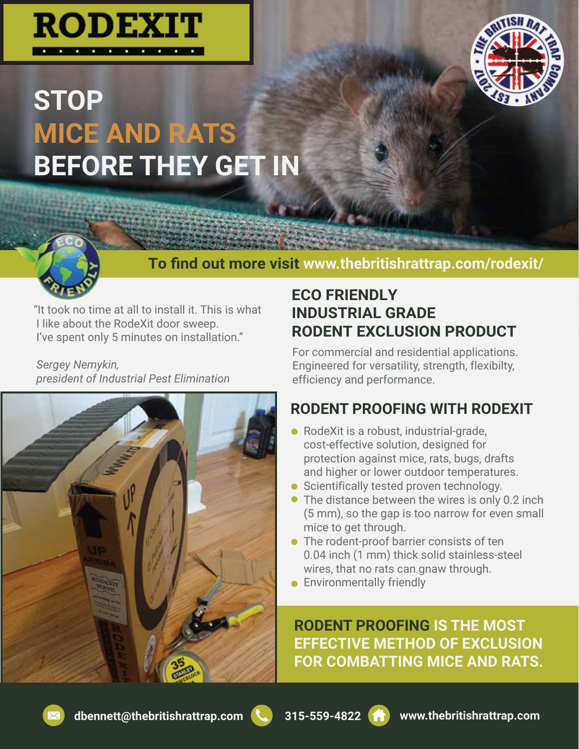# RODEXIT

# STOP MICE AND RATS BEFORE THEY GET IN

**To find out more visit www.thebritishrattrap.com/rodexit/**

"It took no time at all to install it. This is what I like about the RodeXit door sweep. I've spent only 5 minutes on installation."

*Sergey Nemykin,*
*president of Industrial Pest Elimination*

## ECO FRIENDLY INDUSTRIAL GRADE RODENT EXCLUSION PRODUCT

For commercial and residential applications. Engineered for versatility, strength, flexibilty, efficiency and performance.

## RODENT PROOFING WITH RODEXIT

- RodeXit is a robust, industrial-grade, cost-effective solution, designed for protection against mice, rats, bugs, drafts and higher or lower outdoor temperatures.
- Scientifically tested proven technology.
- The distance between the wires is only 0.2 inch (5 mm), so the gap is too narrow for even small mice to get through.
- The rodent-proof barrier consists of ten 0.04 inch (1 mm) thick solid stainless-steel wires, that no rats can gnaw through.
- Environmentally friendly

**RODENT PROOFING IS THE MOST EFFECTIVE METHOD OF EXCLUSION FOR COMBATTING MICE AND RATS.**

dbennett@thebritishrattrap.com | 315-559-4822 | www.thebritishrattrap.com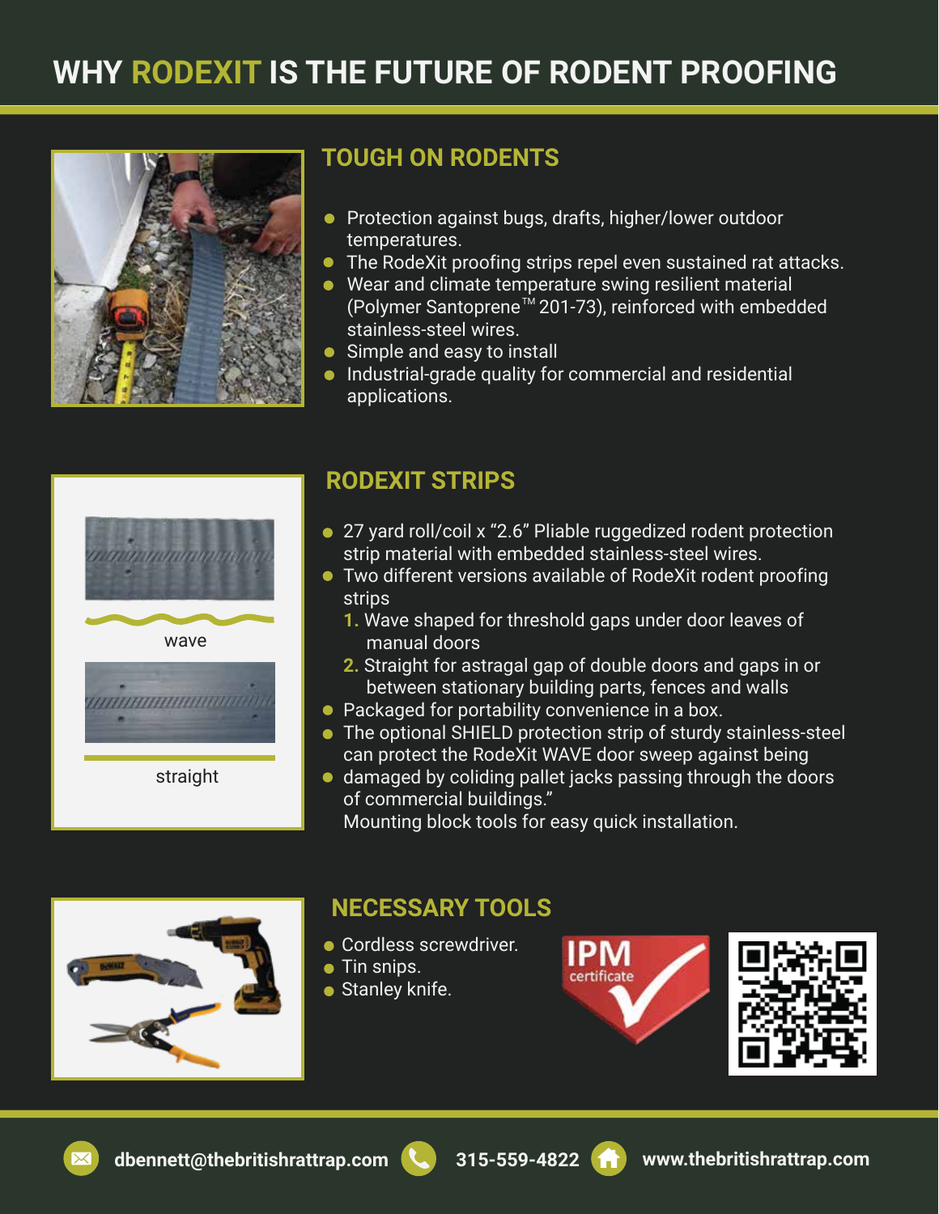# WHY RODEXIT IS THE FUTURE OF RODENT PROOFING

## TOUGH ON RODENTS

- Protection against bugs, drafts, higher/lower outdoor temperatures.
- The RodeXit proofing strips repel even sustained rat attacks.
- Wear and climate temperature swing resilient material (Polymer Santoprene™ 201-73), reinforced with embedded stainless-steel wires.
- Simple and easy to install
- Industrial-grade quality for commercial and residential applications.

## RODEXIT STRIPS

wave

straight

- 27 yard roll/coil x "2.6" Pliable ruggedized rodent protection strip material with embedded stainless-steel wires.
- Two different versions available of RodeXit rodent proofing strips
  1. Wave shaped for threshold gaps under door leaves of manual doors
  2. Straight for astragal gap of double doors and gaps in or between stationary building parts, fences and walls
- Packaged for portability convenience in a box.
- The optional SHIELD protection strip of sturdy stainless-steel can protect the RodeXit WAVE door sweep against being
- damaged by coliding pallet jacks passing through the doors of commercial buildings."
  Mounting block tools for easy quick installation.

## NECESSARY TOOLS

- Cordless screwdriver.
- Tin snips.
- Stanley knife.

IPM certificate

dbennett@thebritishrattrap.com 315-559-4822 www.thebritishrattrap.com